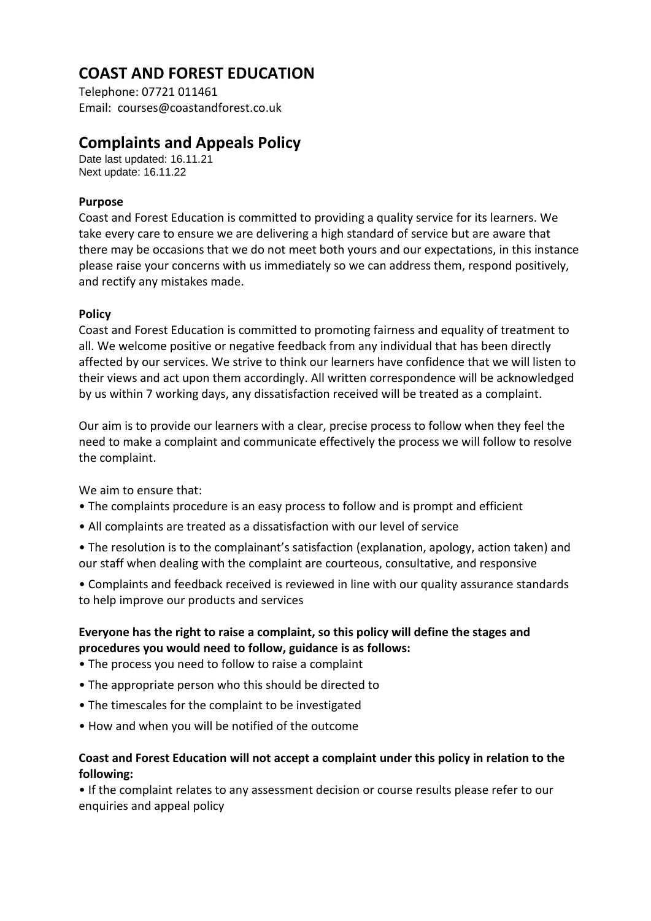# COAST AND FOREST EDUCATION

Telephone: 07721 011461
Email: courses@coastandforest.co.uk

## Complaints and Appeals Policy

Date last updated: 16.11.21
Next update: 16.11.22

**Purpose**

Coast and Forest Education is committed to providing a quality service for its learners. We take every care to ensure we are delivering a high standard of service but are aware that there may be occasions that we do not meet both yours and our expectations, in this instance please raise your concerns with us immediately so we can address them, respond positively, and rectify any mistakes made.

**Policy**

Coast and Forest Education is committed to promoting fairness and equality of treatment to all. We welcome positive or negative feedback from any individual that has been directly affected by our services. We strive to think our learners have confidence that we will listen to their views and act upon them accordingly. All written correspondence will be acknowledged by us within 7 working days, any dissatisfaction received will be treated as a complaint.

Our aim is to provide our learners with a clear, precise process to follow when they feel the need to make a complaint and communicate effectively the process we will follow to resolve the complaint.

We aim to ensure that:

- The complaints procedure is an easy process to follow and is prompt and efficient
- All complaints are treated as a dissatisfaction with our level of service
- The resolution is to the complainant's satisfaction (explanation, apology, action taken) and our staff when dealing with the complaint are courteous, consultative, and responsive
- Complaints and feedback received is reviewed in line with our quality assurance standards to help improve our products and services

**Everyone has the right to raise a complaint, so this policy will define the stages and procedures you would need to follow, guidance is as follows:**

- The process you need to follow to raise a complaint
- The appropriate person who this should be directed to
- The timescales for the complaint to be investigated
- How and when you will be notified of the outcome

**Coast and Forest Education will not accept a complaint under this policy in relation to the following:**

- If the complaint relates to any assessment decision or course results please refer to our enquiries and appeal policy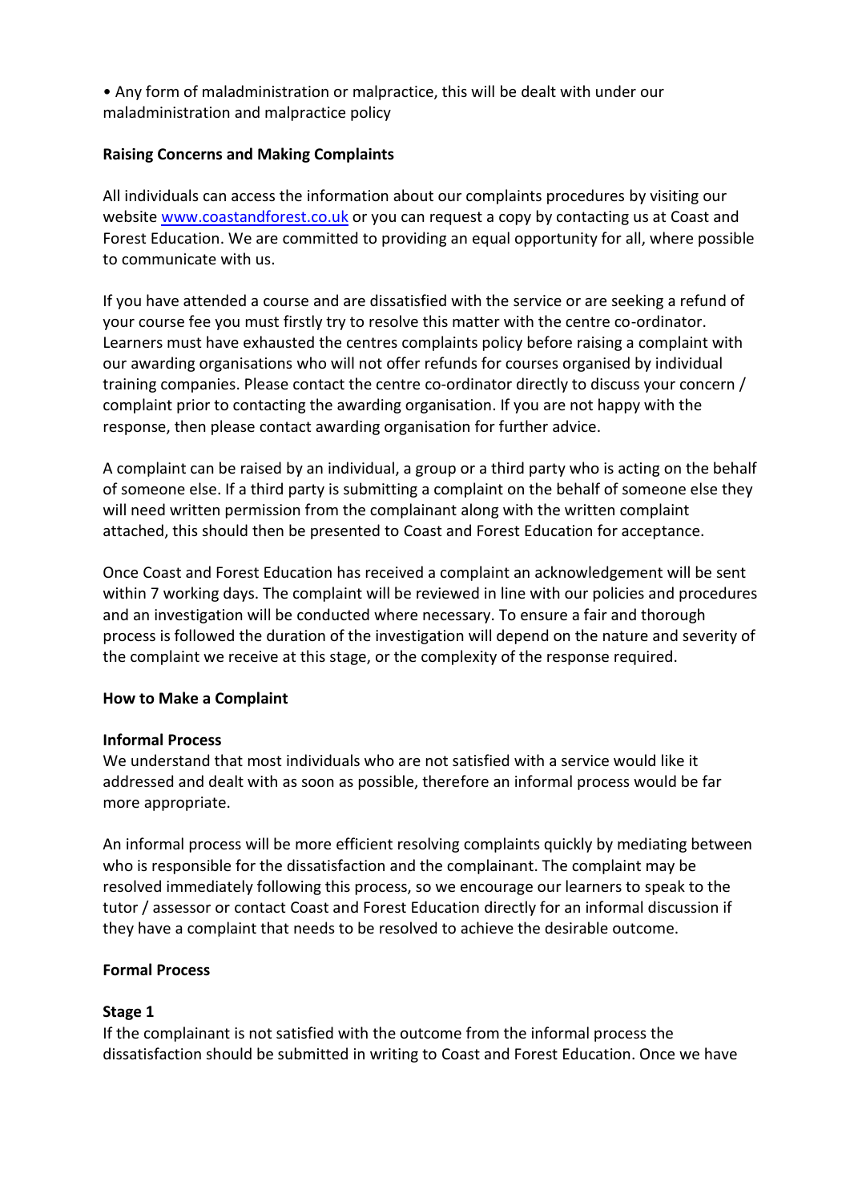• Any form of maladministration or malpractice, this will be dealt with under our maladministration and malpractice policy

**Raising Concerns and Making Complaints**

All individuals can access the information about our complaints procedures by visiting our website [www.coastandforest.co.uk](www.coastandforest.co.uk) or you can request a copy by contacting us at Coast and Forest Education. We are committed to providing an equal opportunity for all, where possible to communicate with us.

If you have attended a course and are dissatisfied with the service or are seeking a refund of your course fee you must firstly try to resolve this matter with the centre co-ordinator. Learners must have exhausted the centres complaints policy before raising a complaint with our awarding organisations who will not offer refunds for courses organised by individual training companies. Please contact the centre co-ordinator directly to discuss your concern / complaint prior to contacting the awarding organisation. If you are not happy with the response, then please contact awarding organisation for further advice.

A complaint can be raised by an individual, a group or a third party who is acting on the behalf of someone else. If a third party is submitting a complaint on the behalf of someone else they will need written permission from the complainant along with the written complaint attached, this should then be presented to Coast and Forest Education for acceptance.

Once Coast and Forest Education has received a complaint an acknowledgement will be sent within 7 working days. The complaint will be reviewed in line with our policies and procedures and an investigation will be conducted where necessary. To ensure a fair and thorough process is followed the duration of the investigation will depend on the nature and severity of the complaint we receive at this stage, or the complexity of the response required.

**How to Make a Complaint**

**Informal Process**

We understand that most individuals who are not satisfied with a service would like it addressed and dealt with as soon as possible, therefore an informal process would be far more appropriate.

An informal process will be more efficient resolving complaints quickly by mediating between who is responsible for the dissatisfaction and the complainant. The complaint may be resolved immediately following this process, so we encourage our learners to speak to the tutor / assessor or contact Coast and Forest Education directly for an informal discussion if they have a complaint that needs to be resolved to achieve the desirable outcome.

**Formal Process**

**Stage 1**

If the complainant is not satisfied with the outcome from the informal process the dissatisfaction should be submitted in writing to Coast and Forest Education. Once we have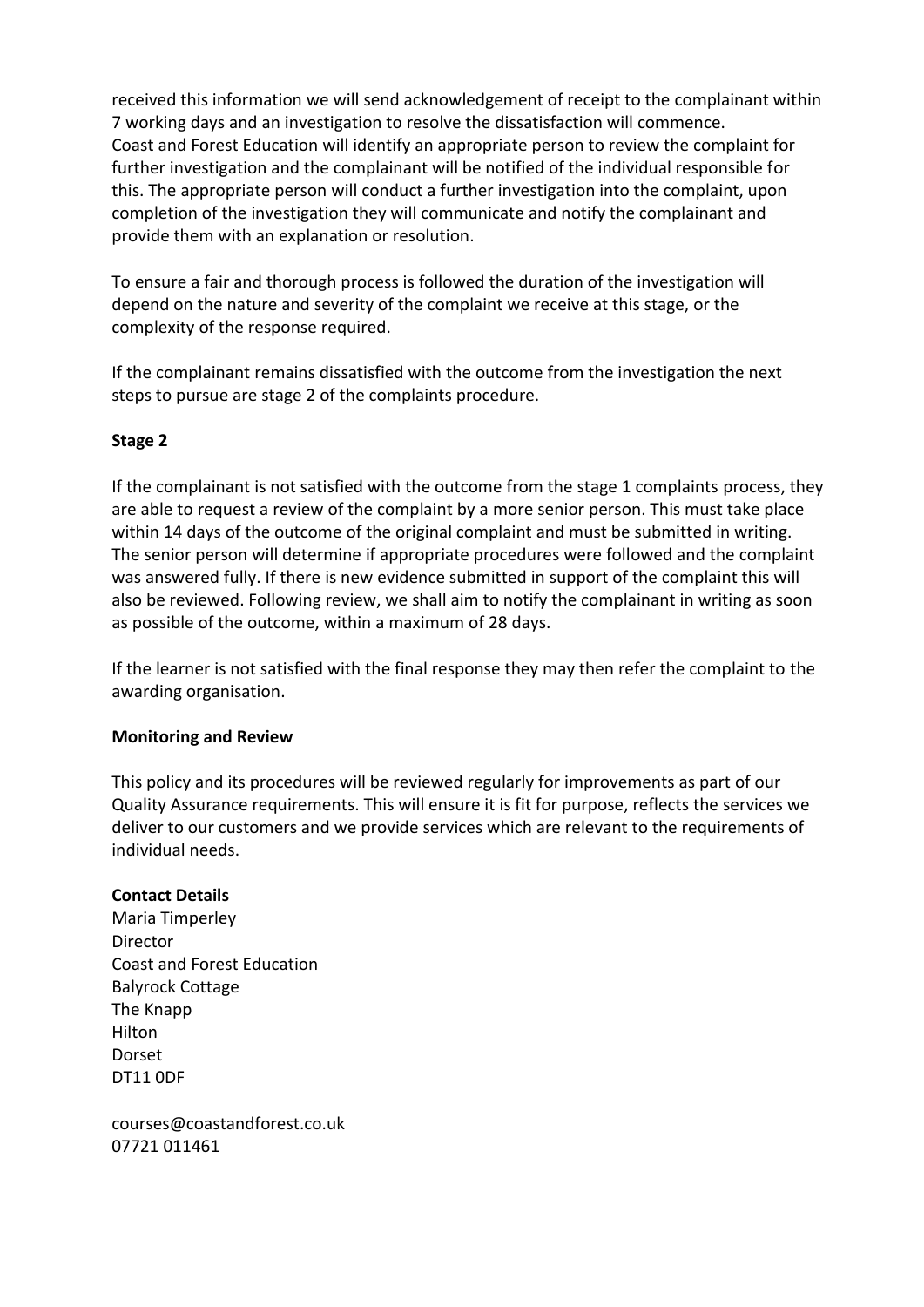received this information we will send acknowledgement of receipt to the complainant within 7 working days and an investigation to resolve the dissatisfaction will commence. Coast and Forest Education will identify an appropriate person to review the complaint for further investigation and the complainant will be notified of the individual responsible for this. The appropriate person will conduct a further investigation into the complaint, upon completion of the investigation they will communicate and notify the complainant and provide them with an explanation or resolution.

To ensure a fair and thorough process is followed the duration of the investigation will depend on the nature and severity of the complaint we receive at this stage, or the complexity of the response required.

If the complainant remains dissatisfied with the outcome from the investigation the next steps to pursue are stage 2 of the complaints procedure.

**Stage 2**

If the complainant is not satisfied with the outcome from the stage 1 complaints process, they are able to request a review of the complaint by a more senior person. This must take place within 14 days of the outcome of the original complaint and must be submitted in writing. The senior person will determine if appropriate procedures were followed and the complaint was answered fully. If there is new evidence submitted in support of the complaint this will also be reviewed. Following review, we shall aim to notify the complainant in writing as soon as possible of the outcome, within a maximum of 28 days.

If the learner is not satisfied with the final response they may then refer the complaint to the awarding organisation.

**Monitoring and Review**

This policy and its procedures will be reviewed regularly for improvements as part of our Quality Assurance requirements. This will ensure it is fit for purpose, reflects the services we deliver to our customers and we provide services which are relevant to the requirements of individual needs.

**Contact Details**

Maria Timperley
Director
Coast and Forest Education
Balyrock Cottage
The Knapp
Hilton
Dorset
DT11 0DF

courses@coastandforest.co.uk
07721 011461